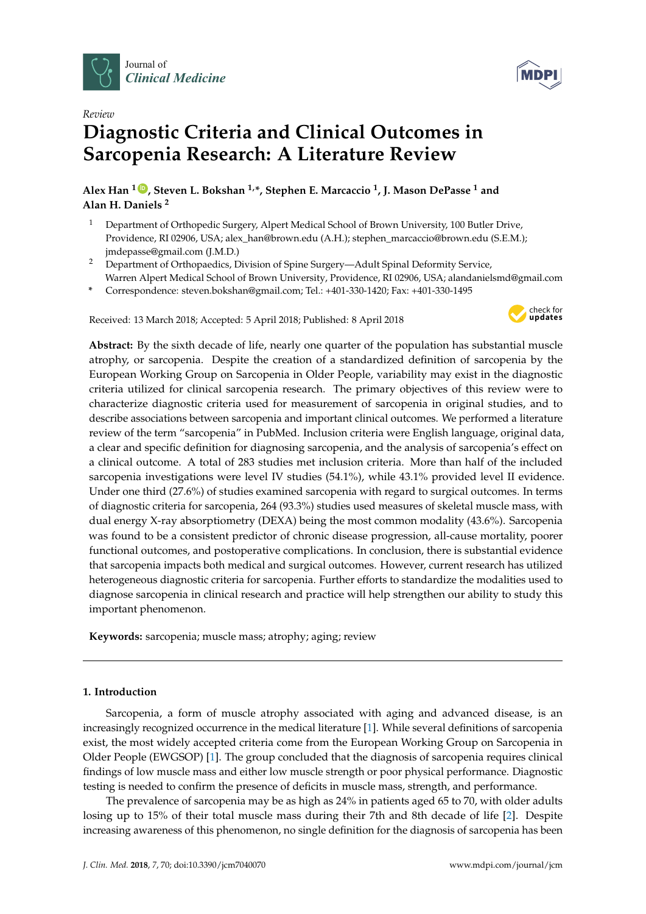Journal of *Clinical Medicine*

*Review*

# Diagnostic Criteria and Clinical Outcomes in Sarcopenia Research: A Literature Review

**Alex Han [1], Steven L. Bokshan [1,*], Stephen E. Marcaccio [1], J. Mason DePasse [1] and Alan H. Daniels [2]**

[1] Department of Orthopedic Surgery, Alpert Medical School of Brown University, 100 Butler Drive, Providence, RI 02906, USA; alex_han@brown.edu (A.H.); stephen_marcaccio@brown.edu (S.E.M.); jmdepasse@gmail.com (J.M.D.)

[2] Department of Orthopaedics, Division of Spine Surgery—Adult Spinal Deformity Service, Warren Alpert Medical School of Brown University, Providence, RI 02906, USA; alandanielsmd@gmail.com

* Correspondence: steven.bokshan@gmail.com; Tel.: +401-330-1420; Fax: +401-330-1495

Received: 13 March 2018; Accepted: 5 April 2018; Published: 8 April 2018

**Abstract:** By the sixth decade of life, nearly one quarter of the population has substantial muscle atrophy, or sarcopenia. Despite the creation of a standardized definition of sarcopenia by the European Working Group on Sarcopenia in Older People, variability may exist in the diagnostic criteria utilized for clinical sarcopenia research. The primary objectives of this review were to characterize diagnostic criteria used for measurement of sarcopenia in original studies, and to describe associations between sarcopenia and important clinical outcomes. We performed a literature review of the term "sarcopenia" in PubMed. Inclusion criteria were English language, original data, a clear and specific definition for diagnosing sarcopenia, and the analysis of sarcopenia's effect on a clinical outcome. A total of 283 studies met inclusion criteria. More than half of the included sarcopenia investigations were level IV studies (54.1%), while 43.1% provided level II evidence. Under one third (27.6%) of studies examined sarcopenia with regard to surgical outcomes. In terms of diagnostic criteria for sarcopenia, 264 (93.3%) studies used measures of skeletal muscle mass, with dual energy X-ray absorptiometry (DEXA) being the most common modality (43.6%). Sarcopenia was found to be a consistent predictor of chronic disease progression, all-cause mortality, poorer functional outcomes, and postoperative complications. In conclusion, there is substantial evidence that sarcopenia impacts both medical and surgical outcomes. However, current research has utilized heterogeneous diagnostic criteria for sarcopenia. Further efforts to standardize the modalities used to diagnose sarcopenia in clinical research and practice will help strengthen our ability to study this important phenomenon.

**Keywords:** sarcopenia; muscle mass; atrophy; aging; review

## 1. Introduction

Sarcopenia, a form of muscle atrophy associated with aging and advanced disease, is an increasingly recognized occurrence in the medical literature [1]. While several definitions of sarcopenia exist, the most widely accepted criteria come from the European Working Group on Sarcopenia in Older People (EWGSOP) [1]. The group concluded that the diagnosis of sarcopenia requires clinical findings of low muscle mass and either low muscle strength or poor physical performance. Diagnostic testing is needed to confirm the presence of deficits in muscle mass, strength, and performance.

The prevalence of sarcopenia may be as high as 24% in patients aged 65 to 70, with older adults losing up to 15% of their total muscle mass during their 7th and 8th decade of life [2]. Despite increasing awareness of this phenomenon, no single definition for the diagnosis of sarcopenia has been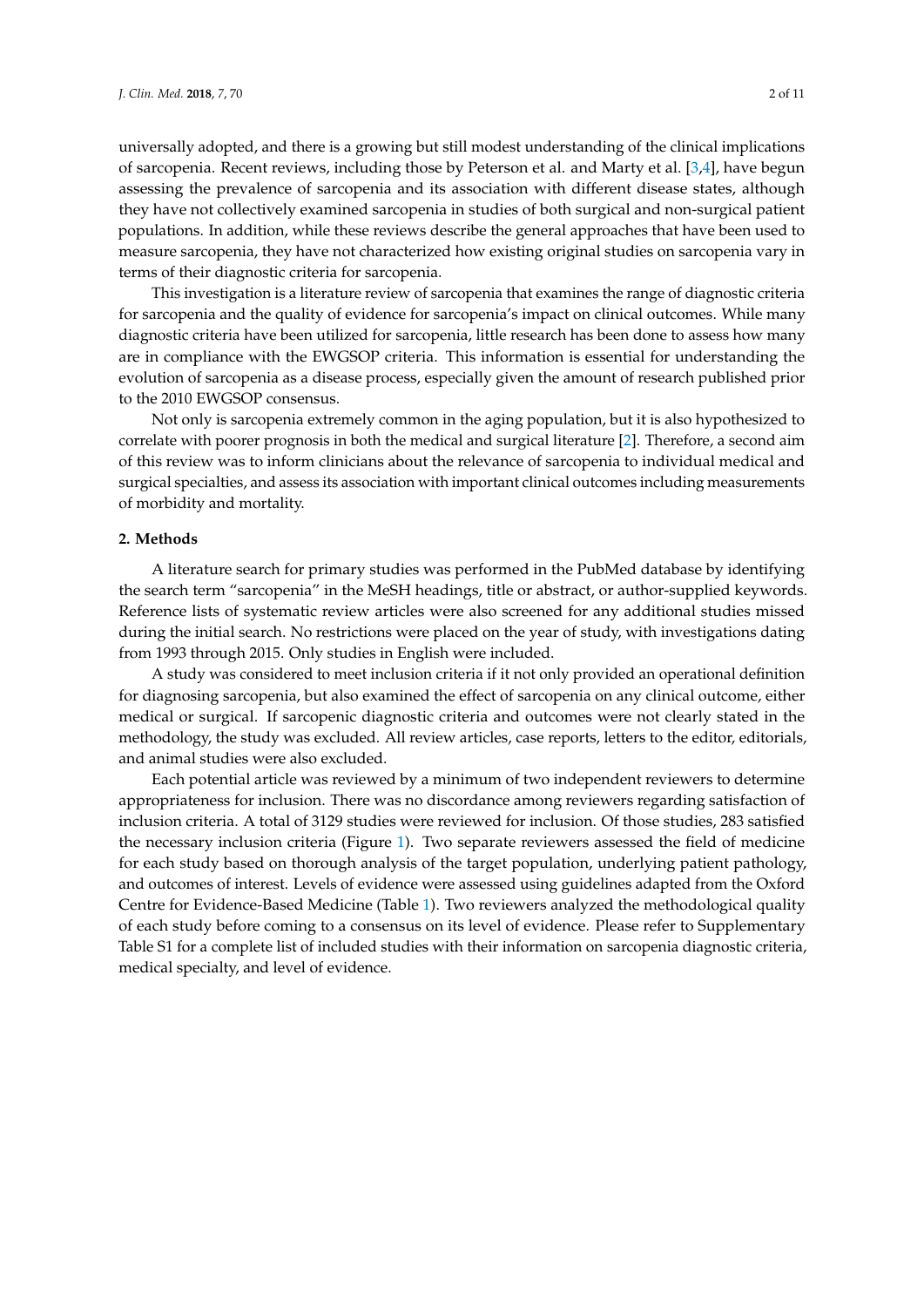universally adopted, and there is a growing but still modest understanding of the clinical implications of sarcopenia. Recent reviews, including those by Peterson et al. and Marty et al. [3,4], have begun assessing the prevalence of sarcopenia and its association with different disease states, although they have not collectively examined sarcopenia in studies of both surgical and non-surgical patient populations. In addition, while these reviews describe the general approaches that have been used to measure sarcopenia, they have not characterized how existing original studies on sarcopenia vary in terms of their diagnostic criteria for sarcopenia.

This investigation is a literature review of sarcopenia that examines the range of diagnostic criteria for sarcopenia and the quality of evidence for sarcopenia's impact on clinical outcomes. While many diagnostic criteria have been utilized for sarcopenia, little research has been done to assess how many are in compliance with the EWGSOP criteria. This information is essential for understanding the evolution of sarcopenia as a disease process, especially given the amount of research published prior to the 2010 EWGSOP consensus.

Not only is sarcopenia extremely common in the aging population, but it is also hypothesized to correlate with poorer prognosis in both the medical and surgical literature [2]. Therefore, a second aim of this review was to inform clinicians about the relevance of sarcopenia to individual medical and surgical specialties, and assess its association with important clinical outcomes including measurements of morbidity and mortality.

## 2. Methods

A literature search for primary studies was performed in the PubMed database by identifying the search term "sarcopenia" in the MeSH headings, title or abstract, or author-supplied keywords. Reference lists of systematic review articles were also screened for any additional studies missed during the initial search. No restrictions were placed on the year of study, with investigations dating from 1993 through 2015. Only studies in English were included.

A study was considered to meet inclusion criteria if it not only provided an operational definition for diagnosing sarcopenia, but also examined the effect of sarcopenia on any clinical outcome, either medical or surgical. If sarcopenic diagnostic criteria and outcomes were not clearly stated in the methodology, the study was excluded. All review articles, case reports, letters to the editor, editorials, and animal studies were also excluded.

Each potential article was reviewed by a minimum of two independent reviewers to determine appropriateness for inclusion. There was no discordance among reviewers regarding satisfaction of inclusion criteria. A total of 3129 studies were reviewed for inclusion. Of those studies, 283 satisfied the necessary inclusion criteria (Figure 1). Two separate reviewers assessed the field of medicine for each study based on thorough analysis of the target population, underlying patient pathology, and outcomes of interest. Levels of evidence were assessed using guidelines adapted from the Oxford Centre for Evidence-Based Medicine (Table 1). Two reviewers analyzed the methodological quality of each study before coming to a consensus on its level of evidence. Please refer to Supplementary Table S1 for a complete list of included studies with their information on sarcopenia diagnostic criteria, medical specialty, and level of evidence.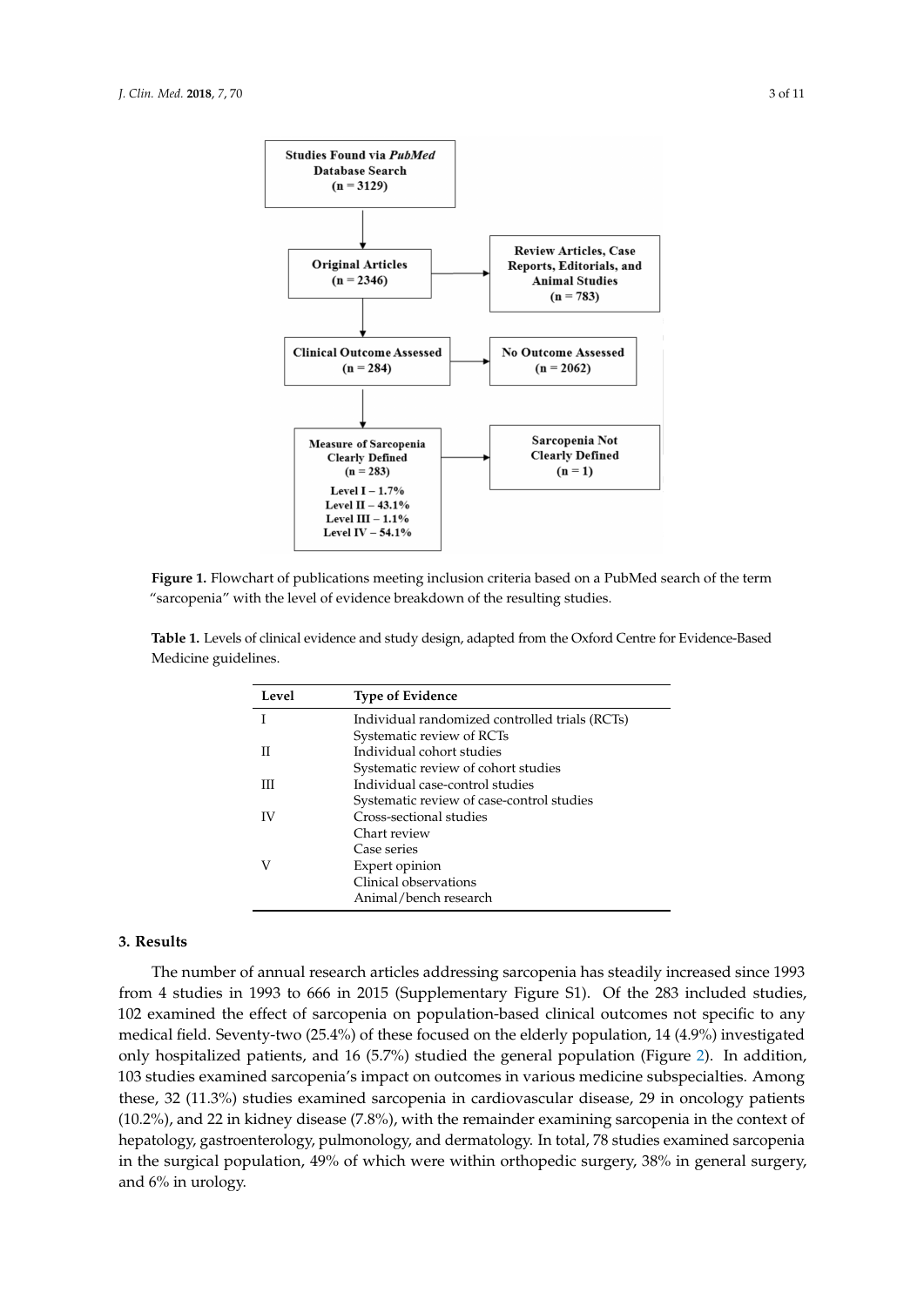**Figure 1.** Flowchart of publications meeting inclusion criteria based on a PubMed search of the term "sarcopenia" with the level of evidence breakdown of the resulting studies.

**Table 1.** Levels of clinical evidence and study design, adapted from the Oxford Centre for Evidence-Based Medicine guidelines.

| Level | Type of Evidence |
|---|---|
| I | Individual randomized controlled trials (RCTs)<br>Systematic review of RCTs |
| II | Individual cohort studies<br>Systematic review of cohort studies |
| III | Individual case-control studies<br>Systematic review of case-control studies |
| IV | Cross-sectional studies<br>Chart review<br>Case series |
| V | Expert opinion<br>Clinical observations<br>Animal/bench research |

## 3. Results

The number of annual research articles addressing sarcopenia has steadily increased since 1993 from 4 studies in 1993 to 666 in 2015 (Supplementary Figure S1). Of the 283 included studies, 102 examined the effect of sarcopenia on population-based clinical outcomes not specific to any medical field. Seventy-two (25.4%) of these focused on the elderly population, 14 (4.9%) investigated only hospitalized patients, and 16 (5.7%) studied the general population (Figure 2). In addition, 103 studies examined sarcopenia's impact on outcomes in various medicine subspecialties. Among these, 32 (11.3%) studies examined sarcopenia in cardiovascular disease, 29 in oncology patients (10.2%), and 22 in kidney disease (7.8%), with the remainder examining sarcopenia in the context of hepatology, gastroenterology, pulmonology, and dermatology. In total, 78 studies examined sarcopenia in the surgical population, 49% of which were within orthopedic surgery, 38% in general surgery, and 6% in urology.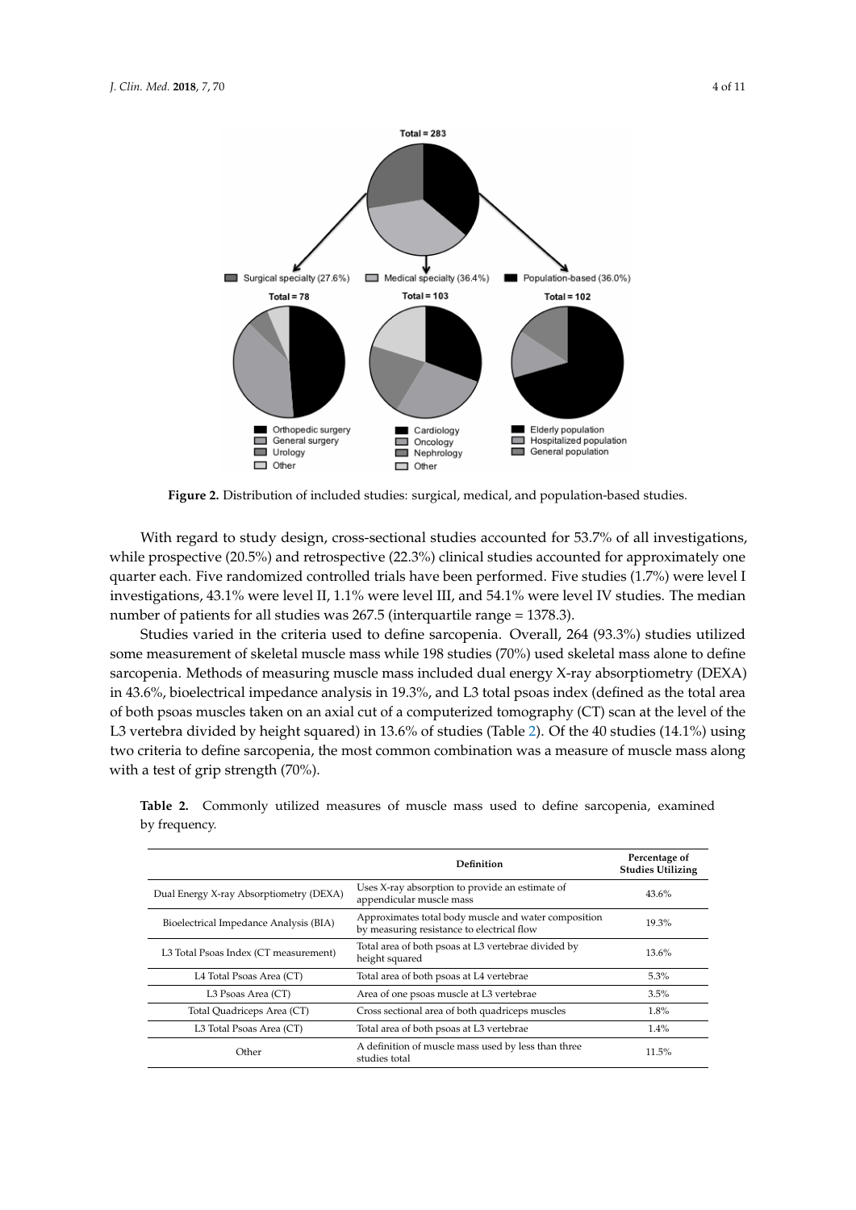**Figure 2.** Distribution of included studies: surgical, medical, and population-based studies.

With regard to study design, cross-sectional studies accounted for 53.7% of all investigations, while prospective (20.5%) and retrospective (22.3%) clinical studies accounted for approximately one quarter each. Five randomized controlled trials have been performed. Five studies (1.7%) were level I investigations, 43.1% were level II, 1.1% were level III, and 54.1% were level IV studies. The median number of patients for all studies was 267.5 (interquartile range = 1378.3).

Studies varied in the criteria used to define sarcopenia. Overall, 264 (93.3%) studies utilized some measurement of skeletal muscle mass while 198 studies (70%) used skeletal mass alone to define sarcopenia. Methods of measuring muscle mass included dual energy X-ray absorptiometry (DEXA) in 43.6%, bioelectrical impedance analysis in 19.3%, and L3 total psoas index (defined as the total area of both psoas muscles taken on an axial cut of a computerized tomography (CT) scan at the level of the L3 vertebra divided by height squared) in 13.6% of studies (Table 2). Of the 40 studies (14.1%) using two criteria to define sarcopenia, the most common combination was a measure of muscle mass along with a test of grip strength (70%).

**Table 2.** Commonly utilized measures of muscle mass used to define sarcopenia, examined by frequency.

| | Definition | Percentage of Studies Utilizing |
|---|---|---|
| Dual Energy X-ray Absorptiometry (DEXA) | Uses X-ray absorption to provide an estimate of appendicular muscle mass | 43.6% |
| Bioelectrical Impedance Analysis (BIA) | Approximates total body muscle and water composition by measuring resistance to electrical flow | 19.3% |
| L3 Total Psoas Index (CT measurement) | Total area of both psoas at L3 vertebrae divided by height squared | 13.6% |
| L4 Total Psoas Area (CT) | Total area of both psoas at L4 vertebrae | 5.3% |
| L3 Psoas Area (CT) | Area of one psoas muscle at L3 vertebrae | 3.5% |
| Total Quadriceps Area (CT) | Cross sectional area of both quadriceps muscles | 1.8% |
| L3 Total Psoas Area (CT) | Total area of both psoas at L3 vertebrae | 1.4% |
| Other | A definition of muscle mass used by less than three studies total | 11.5% |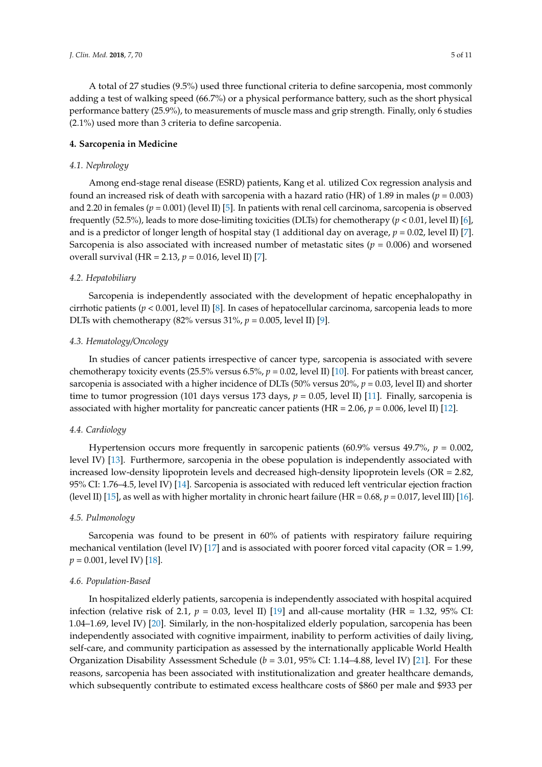A total of 27 studies (9.5%) used three functional criteria to define sarcopenia, most commonly adding a test of walking speed (66.7%) or a physical performance battery, such as the short physical performance battery (25.9%), to measurements of muscle mass and grip strength. Finally, only 6 studies (2.1%) used more than 3 criteria to define sarcopenia.

## 4. Sarcopenia in Medicine

### *4.1. Nephrology*

Among end-stage renal disease (ESRD) patients, Kang et al. utilized Cox regression analysis and found an increased risk of death with sarcopenia with a hazard ratio (HR) of 1.89 in males ($p = 0.003$) and 2.20 in females ($p = 0.001$) (level II) [5]. In patients with renal cell carcinoma, sarcopenia is observed frequently (52.5%), leads to more dose-limiting toxicities (DLTs) for chemotherapy ($p < 0.01$, level II) [6], and is a predictor of longer length of hospital stay (1 additional day on average, $p = 0.02$, level II) [7]. Sarcopenia is also associated with increased number of metastatic sites ($p = 0.006$) and worsened overall survival (HR = 2.13, $p = 0.016$, level II) [7].

### *4.2. Hepatobiliary*

Sarcopenia is independently associated with the development of hepatic encephalopathy in cirrhotic patients ($p < 0.001$, level II) [8]. In cases of hepatocellular carcinoma, sarcopenia leads to more DLTs with chemotherapy (82% versus 31%, $p = 0.005$, level II) [9].

### *4.3. Hematology/Oncology*

In studies of cancer patients irrespective of cancer type, sarcopenia is associated with severe chemotherapy toxicity events (25.5% versus 6.5%, $p = 0.02$, level II) [10]. For patients with breast cancer, sarcopenia is associated with a higher incidence of DLTs (50% versus 20%, $p = 0.03$, level II) and shorter time to tumor progression (101 days versus 173 days, $p = 0.05$, level II) [11]. Finally, sarcopenia is associated with higher mortality for pancreatic cancer patients (HR = 2.06, $p = 0.006$, level II) [12].

### *4.4. Cardiology*

Hypertension occurs more frequently in sarcopenic patients (60.9% versus 49.7%, $p = 0.002$, level IV) [13]. Furthermore, sarcopenia in the obese population is independently associated with increased low-density lipoprotein levels and decreased high-density lipoprotein levels (OR = 2.82, 95% CI: 1.76–4.5, level IV) [14]. Sarcopenia is associated with reduced left ventricular ejection fraction (level II) [15], as well as with higher mortality in chronic heart failure (HR = 0.68, $p = 0.017$, level III) [16].

### *4.5. Pulmonology*

Sarcopenia was found to be present in 60% of patients with respiratory failure requiring mechanical ventilation (level IV) [17] and is associated with poorer forced vital capacity (OR = 1.99, $p = 0.001$, level IV) [18].

### *4.6. Population-Based*

In hospitalized elderly patients, sarcopenia is independently associated with hospital acquired infection (relative risk of 2.1, $p = 0.03$, level II) [19] and all-cause mortality (HR = 1.32, 95% CI: 1.04–1.69, level IV) [20]. Similarly, in the non-hospitalized elderly population, sarcopenia has been independently associated with cognitive impairment, inability to perform activities of daily living, self-care, and community participation as assessed by the internationally applicable World Health Organization Disability Assessment Schedule ($b = 3.01$, 95% CI: 1.14–4.88, level IV) [21]. For these reasons, sarcopenia has been associated with institutionalization and greater healthcare demands, which subsequently contribute to estimated excess healthcare costs of $860 per male and $933 per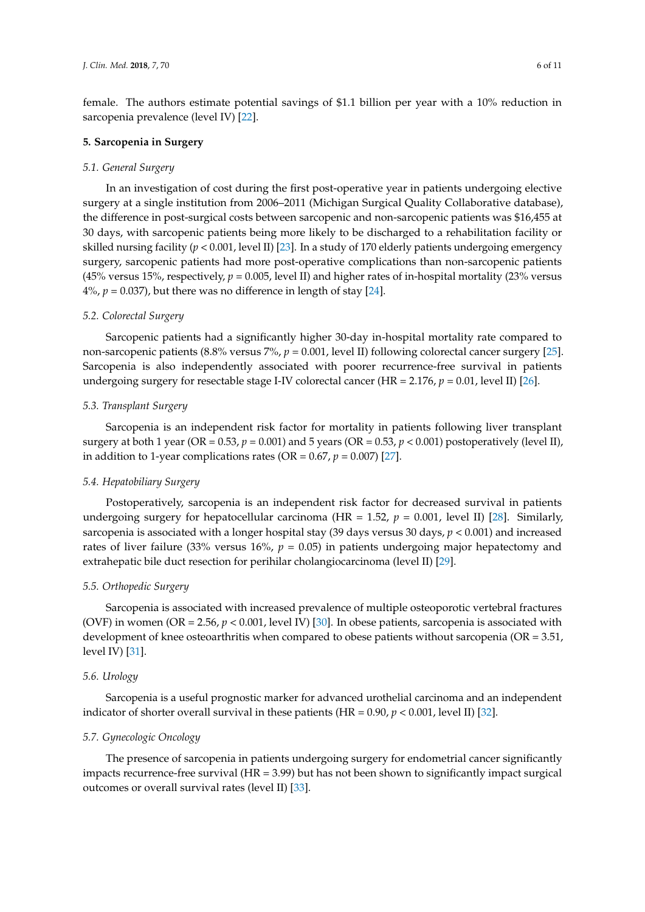female. The authors estimate potential savings of \$1.1 billion per year with a 10% reduction in sarcopenia prevalence (level IV) [22].

## 5. Sarcopenia in Surgery

### *5.1. General Surgery*

In an investigation of cost during the first post-operative year in patients undergoing elective surgery at a single institution from 2006–2011 (Michigan Surgical Quality Collaborative database), the difference in post-surgical costs between sarcopenic and non-sarcopenic patients was \$16,455 at 30 days, with sarcopenic patients being more likely to be discharged to a rehabilitation facility or skilled nursing facility ($p < 0.001$, level II) [23]. In a study of 170 elderly patients undergoing emergency surgery, sarcopenic patients had more post-operative complications than non-sarcopenic patients (45% versus 15%, respectively, $p = 0.005$, level II) and higher rates of in-hospital mortality (23% versus 4%, $p = 0.037$), but there was no difference in length of stay [24].

### *5.2. Colorectal Surgery*

Sarcopenic patients had a significantly higher 30-day in-hospital mortality rate compared to non-sarcopenic patients (8.8% versus 7%, $p = 0.001$, level II) following colorectal cancer surgery [25]. Sarcopenia is also independently associated with poorer recurrence-free survival in patients undergoing surgery for resectable stage I-IV colorectal cancer (HR = 2.176, $p = 0.01$, level II) [26].

### *5.3. Transplant Surgery*

Sarcopenia is an independent risk factor for mortality in patients following liver transplant surgery at both 1 year (OR = 0.53, $p = 0.001$) and 5 years (OR = 0.53, $p < 0.001$) postoperatively (level II), in addition to 1-year complications rates (OR = 0.67, $p = 0.007$) [27].

### *5.4. Hepatobiliary Surgery*

Postoperatively, sarcopenia is an independent risk factor for decreased survival in patients undergoing surgery for hepatocellular carcinoma (HR = 1.52, $p = 0.001$, level II) [28]. Similarly, sarcopenia is associated with a longer hospital stay (39 days versus 30 days, $p < 0.001$) and increased rates of liver failure (33% versus 16%, $p = 0.05$) in patients undergoing major hepatectomy and extrahepatic bile duct resection for perihilar cholangiocarcinoma (level II) [29].

### *5.5. Orthopedic Surgery*

Sarcopenia is associated with increased prevalence of multiple osteoporotic vertebral fractures (OVF) in women (OR = 2.56, $p < 0.001$, level IV) [30]. In obese patients, sarcopenia is associated with development of knee osteoarthritis when compared to obese patients without sarcopenia (OR = 3.51, level IV) [31].

### *5.6. Urology*

Sarcopenia is a useful prognostic marker for advanced urothelial carcinoma and an independent indicator of shorter overall survival in these patients (HR = 0.90, $p < 0.001$, level II) [32].

### *5.7. Gynecologic Oncology*

The presence of sarcopenia in patients undergoing surgery for endometrial cancer significantly impacts recurrence-free survival (HR = 3.99) but has not been shown to significantly impact surgical outcomes or overall survival rates (level II) [33].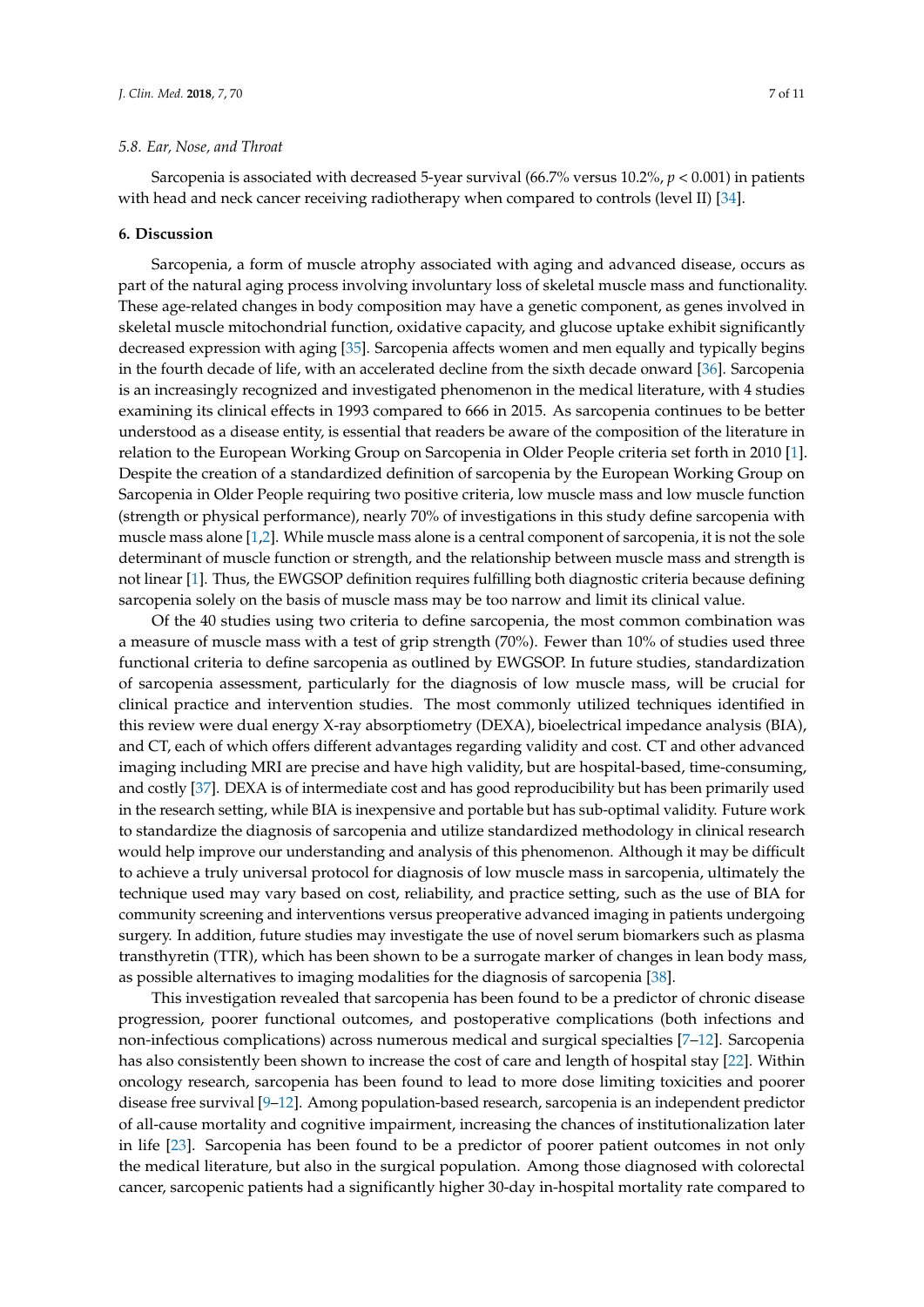### 5.8. Ear, Nose, and Throat

Sarcopenia is associated with decreased 5-year survival (66.7% versus 10.2%, $p < 0.001$) in patients with head and neck cancer receiving radiotherapy when compared to controls (level II) [34].

## 6. Discussion

Sarcopenia, a form of muscle atrophy associated with aging and advanced disease, occurs as part of the natural aging process involving involuntary loss of skeletal muscle mass and functionality. These age-related changes in body composition may have a genetic component, as genes involved in skeletal muscle mitochondrial function, oxidative capacity, and glucose uptake exhibit significantly decreased expression with aging [35]. Sarcopenia affects women and men equally and typically begins in the fourth decade of life, with an accelerated decline from the sixth decade onward [36]. Sarcopenia is an increasingly recognized and investigated phenomenon in the medical literature, with 4 studies examining its clinical effects in 1993 compared to 666 in 2015. As sarcopenia continues to be better understood as a disease entity, is essential that readers be aware of the composition of the literature in relation to the European Working Group on Sarcopenia in Older People criteria set forth in 2010 [1]. Despite the creation of a standardized definition of sarcopenia by the European Working Group on Sarcopenia in Older People requiring two positive criteria, low muscle mass and low muscle function (strength or physical performance), nearly 70% of investigations in this study define sarcopenia with muscle mass alone [1,2]. While muscle mass alone is a central component of sarcopenia, it is not the sole determinant of muscle function or strength, and the relationship between muscle mass and strength is not linear [1]. Thus, the EWGSOP definition requires fulfilling both diagnostic criteria because defining sarcopenia solely on the basis of muscle mass may be too narrow and limit its clinical value.

Of the 40 studies using two criteria to define sarcopenia, the most common combination was a measure of muscle mass with a test of grip strength (70%). Fewer than 10% of studies used three functional criteria to define sarcopenia as outlined by EWGSOP. In future studies, standardization of sarcopenia assessment, particularly for the diagnosis of low muscle mass, will be crucial for clinical practice and intervention studies. The most commonly utilized techniques identified in this review were dual energy X-ray absorptiometry (DEXA), bioelectrical impedance analysis (BIA), and CT, each of which offers different advantages regarding validity and cost. CT and other advanced imaging including MRI are precise and have high validity, but are hospital-based, time-consuming, and costly [37]. DEXA is of intermediate cost and has good reproducibility but has been primarily used in the research setting, while BIA is inexpensive and portable but has sub-optimal validity. Future work to standardize the diagnosis of sarcopenia and utilize standardized methodology in clinical research would help improve our understanding and analysis of this phenomenon. Although it may be difficult to achieve a truly universal protocol for diagnosis of low muscle mass in sarcopenia, ultimately the technique used may vary based on cost, reliability, and practice setting, such as the use of BIA for community screening and interventions versus preoperative advanced imaging in patients undergoing surgery. In addition, future studies may investigate the use of novel serum biomarkers such as plasma transthyretin (TTR), which has been shown to be a surrogate marker of changes in lean body mass, as possible alternatives to imaging modalities for the diagnosis of sarcopenia [38].

This investigation revealed that sarcopenia has been found to be a predictor of chronic disease progression, poorer functional outcomes, and postoperative complications (both infections and non-infectious complications) across numerous medical and surgical specialties [7–12]. Sarcopenia has also consistently been shown to increase the cost of care and length of hospital stay [22]. Within oncology research, sarcopenia has been found to lead to more dose limiting toxicities and poorer disease free survival [9–12]. Among population-based research, sarcopenia is an independent predictor of all-cause mortality and cognitive impairment, increasing the chances of institutionalization later in life [23]. Sarcopenia has been found to be a predictor of poorer patient outcomes in not only the medical literature, but also in the surgical population. Among those diagnosed with colorectal cancer, sarcopenic patients had a significantly higher 30-day in-hospital mortality rate compared to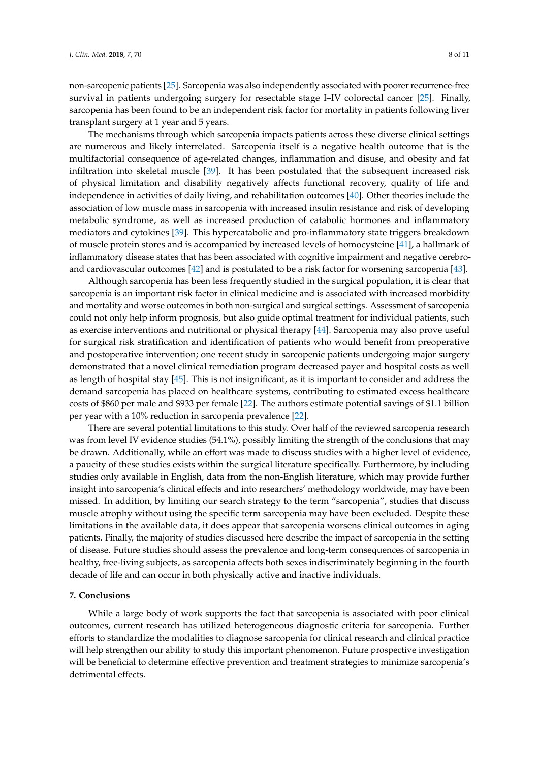non-sarcopenic patients [25]. Sarcopenia was also independently associated with poorer recurrence-free survival in patients undergoing surgery for resectable stage I–IV colorectal cancer [25]. Finally, sarcopenia has been found to be an independent risk factor for mortality in patients following liver transplant surgery at 1 year and 5 years.

The mechanisms through which sarcopenia impacts patients across these diverse clinical settings are numerous and likely interrelated. Sarcopenia itself is a negative health outcome that is the multifactorial consequence of age-related changes, inflammation and disuse, and obesity and fat infiltration into skeletal muscle [39]. It has been postulated that the subsequent increased risk of physical limitation and disability negatively affects functional recovery, quality of life and independence in activities of daily living, and rehabilitation outcomes [40]. Other theories include the association of low muscle mass in sarcopenia with increased insulin resistance and risk of developing metabolic syndrome, as well as increased production of catabolic hormones and inflammatory mediators and cytokines [39]. This hypercatabolic and pro-inflammatory state triggers breakdown of muscle protein stores and is accompanied by increased levels of homocysteine [41], a hallmark of inflammatory disease states that has been associated with cognitive impairment and negative cerebro- and cardiovascular outcomes [42] and is postulated to be a risk factor for worsening sarcopenia [43].

Although sarcopenia has been less frequently studied in the surgical population, it is clear that sarcopenia is an important risk factor in clinical medicine and is associated with increased morbidity and mortality and worse outcomes in both non-surgical and surgical settings. Assessment of sarcopenia could not only help inform prognosis, but also guide optimal treatment for individual patients, such as exercise interventions and nutritional or physical therapy [44]. Sarcopenia may also prove useful for surgical risk stratification and identification of patients who would benefit from preoperative and postoperative intervention; one recent study in sarcopenic patients undergoing major surgery demonstrated that a novel clinical remediation program decreased payer and hospital costs as well as length of hospital stay [45]. This is not insignificant, as it is important to consider and address the demand sarcopenia has placed on healthcare systems, contributing to estimated excess healthcare costs of $860 per male and $933 per female [22]. The authors estimate potential savings of $1.1 billion per year with a 10% reduction in sarcopenia prevalence [22].

There are several potential limitations to this study. Over half of the reviewed sarcopenia research was from level IV evidence studies (54.1%), possibly limiting the strength of the conclusions that may be drawn. Additionally, while an effort was made to discuss studies with a higher level of evidence, a paucity of these studies exists within the surgical literature specifically. Furthermore, by including studies only available in English, data from the non-English literature, which may provide further insight into sarcopenia's clinical effects and into researchers' methodology worldwide, may have been missed. In addition, by limiting our search strategy to the term "sarcopenia", studies that discuss muscle atrophy without using the specific term sarcopenia may have been excluded. Despite these limitations in the available data, it does appear that sarcopenia worsens clinical outcomes in aging patients. Finally, the majority of studies discussed here describe the impact of sarcopenia in the setting of disease. Future studies should assess the prevalence and long-term consequences of sarcopenia in healthy, free-living subjects, as sarcopenia affects both sexes indiscriminately beginning in the fourth decade of life and can occur in both physically active and inactive individuals.

## 7. Conclusions

While a large body of work supports the fact that sarcopenia is associated with poor clinical outcomes, current research has utilized heterogeneous diagnostic criteria for sarcopenia. Further efforts to standardize the modalities to diagnose sarcopenia for clinical research and clinical practice will help strengthen our ability to study this important phenomenon. Future prospective investigation will be beneficial to determine effective prevention and treatment strategies to minimize sarcopenia's detrimental effects.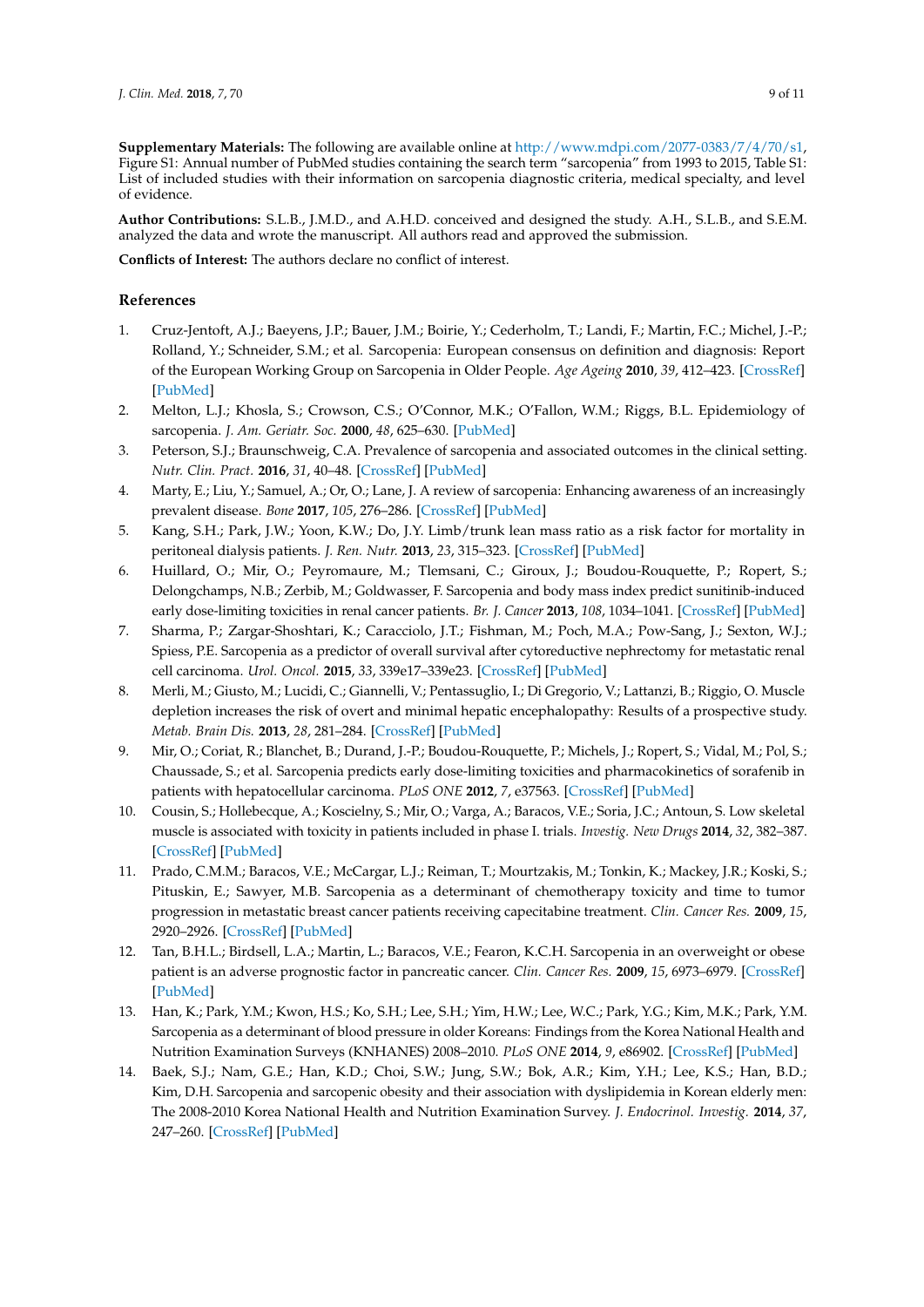**Supplementary Materials:** The following are available online at http://www.mdpi.com/2077-0383/7/4/70/s1, Figure S1: Annual number of PubMed studies containing the search term "sarcopenia" from 1993 to 2015, Table S1: List of included studies with their information on sarcopenia diagnostic criteria, medical specialty, and level of evidence.

**Author Contributions:** S.L.B., J.M.D., and A.H.D. conceived and designed the study. A.H., S.L.B., and S.E.M. analyzed the data and wrote the manuscript. All authors read and approved the submission.

**Conflicts of Interest:** The authors declare no conflict of interest.

## References

1. Cruz-Jentoft, A.J.; Baeyens, J.P.; Bauer, J.M.; Boirie, Y.; Cederholm, T.; Landi, F.; Martin, F.C.; Michel, J.-P.; Rolland, Y.; Schneider, S.M.; et al. Sarcopenia: European consensus on definition and diagnosis: Report of the European Working Group on Sarcopenia in Older People. *Age Ageing* **2010**, *39*, 412–423. [CrossRef] [PubMed]
2. Melton, L.J.; Khosla, S.; Crowson, C.S.; O'Connor, M.K.; O'Fallon, W.M.; Riggs, B.L. Epidemiology of sarcopenia. *J. Am. Geriatr. Soc.* **2000**, *48*, 625–630. [PubMed]
3. Peterson, S.J.; Braunschweig, C.A. Prevalence of sarcopenia and associated outcomes in the clinical setting. *Nutr. Clin. Pract.* **2016**, *31*, 40–48. [CrossRef] [PubMed]
4. Marty, E.; Liu, Y.; Samuel, A.; Or, O.; Lane, J. A review of sarcopenia: Enhancing awareness of an increasingly prevalent disease. *Bone* **2017**, *105*, 276–286. [CrossRef] [PubMed]
5. Kang, S.H.; Park, J.W.; Yoon, K.W.; Do, J.Y. Limb/trunk lean mass ratio as a risk factor for mortality in peritoneal dialysis patients. *J. Ren. Nutr.* **2013**, *23*, 315–323. [CrossRef] [PubMed]
6. Huillard, O.; Mir, O.; Peyromaure, M.; Tlemsani, C.; Giroux, J.; Boudou-Rouquette, P.; Ropert, S.; Delongchamps, N.B.; Zerbib, M.; Goldwasser, F. Sarcopenia and body mass index predict sunitinib-induced early dose-limiting toxicities in renal cancer patients. *Br. J. Cancer* **2013**, *108*, 1034–1041. [CrossRef] [PubMed]
7. Sharma, P.; Zargar-Shoshtari, K.; Caracciolo, J.T.; Fishman, M.; Poch, M.A.; Pow-Sang, J.; Sexton, W.J.; Spiess, P.E. Sarcopenia as a predictor of overall survival after cytoreductive nephrectomy for metastatic renal cell carcinoma. *Urol. Oncol.* **2015**, *33*, 339e17–339e23. [CrossRef] [PubMed]
8. Merli, M.; Giusto, M.; Lucidi, C.; Giannelli, V.; Pentassuglio, I.; Di Gregorio, V.; Lattanzi, B.; Riggio, O. Muscle depletion increases the risk of overt and minimal hepatic encephalopathy: Results of a prospective study. *Metab. Brain Dis.* **2013**, *28*, 281–284. [CrossRef] [PubMed]
9. Mir, O.; Coriat, R.; Blanchet, B.; Durand, J.-P.; Boudou-Rouquette, P.; Michels, J.; Ropert, S.; Vidal, M.; Pol, S.; Chaussade, S.; et al. Sarcopenia predicts early dose-limiting toxicities and pharmacokinetics of sorafenib in patients with hepatocellular carcinoma. *PLoS ONE* **2012**, *7*, e37563. [CrossRef] [PubMed]
10. Cousin, S.; Hollebecque, A.; Koscielny, S.; Mir, O.; Varga, A.; Baracos, V.E.; Soria, J.C.; Antoun, S. Low skeletal muscle is associated with toxicity in patients included in phase I. trials. *Investig. New Drugs* **2014**, *32*, 382–387. [CrossRef] [PubMed]
11. Prado, C.M.M.; Baracos, V.E.; McCargar, L.J.; Reiman, T.; Mourtzakis, M.; Tonkin, K.; Mackey, J.R.; Koski, S.; Pituskin, E.; Sawyer, M.B. Sarcopenia as a determinant of chemotherapy toxicity and time to tumor progression in metastatic breast cancer patients receiving capecitabine treatment. *Clin. Cancer Res.* **2009**, *15*, 2920–2926. [CrossRef] [PubMed]
12. Tan, B.H.L.; Birdsell, L.A.; Martin, L.; Baracos, V.E.; Fearon, K.C.H. Sarcopenia in an overweight or obese patient is an adverse prognostic factor in pancreatic cancer. *Clin. Cancer Res.* **2009**, *15*, 6973–6979. [CrossRef] [PubMed]
13. Han, K.; Park, Y.M.; Kwon, H.S.; Ko, S.H.; Lee, S.H.; Yim, H.W.; Lee, W.C.; Park, Y.G.; Kim, M.K.; Park, Y.M. Sarcopenia as a determinant of blood pressure in older Koreans: Findings from the Korea National Health and Nutrition Examination Surveys (KNHANES) 2008–2010. *PLoS ONE* **2014**, *9*, e86902. [CrossRef] [PubMed]
14. Baek, S.J.; Nam, G.E.; Han, K.D.; Choi, S.W.; Jung, S.W.; Bok, A.R.; Kim, Y.H.; Lee, K.S.; Han, B.D.; Kim, D.H. Sarcopenia and sarcopenic obesity and their association with dyslipidemia in Korean elderly men: The 2008-2010 Korea National Health and Nutrition Examination Survey. *J. Endocrinol. Investig.* **2014**, *37*, 247–260. [CrossRef] [PubMed]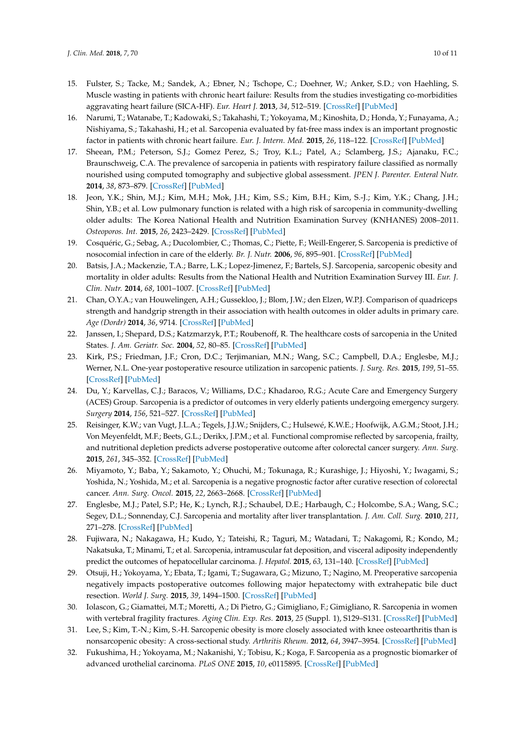15. Fulster, S.; Tacke, M.; Sandek, A.; Ebner, N.; Tschope, C.; Doehner, W.; Anker, S.D.; von Haehling, S. Muscle wasting in patients with chronic heart failure: Results from the studies investigating co-morbidities aggravating heart failure (SICA-HF). *Eur. Heart J.* **2013**, *34*, 512–519. [CrossRef] [PubMed]
16. Narumi, T.; Watanabe, T.; Kadowaki, S.; Takahashi, T.; Yokoyama, M.; Kinoshita, D.; Honda, Y.; Funayama, A.; Nishiyama, S.; Takahashi, H.; et al. Sarcopenia evaluated by fat-free mass index is an important prognostic factor in patients with chronic heart failure. *Eur. J. Intern. Med.* **2015**, *26*, 118–122. [CrossRef] [PubMed]
17. Sheean, P.M.; Peterson, S.J.; Gomez Perez, S.; Troy, K.L.; Patel, A.; Sclamberg, J.S.; Ajanaku, F.C.; Braunschweig, C.A. The prevalence of sarcopenia in patients with respiratory failure classified as normally nourished using computed tomography and subjective global assessment. *JPEN J. Parenter. Enteral Nutr.* **2014**, *38*, 873–879. [CrossRef] [PubMed]
18. Jeon, Y.K.; Shin, M.J.; Kim, M.H.; Mok, J.H.; Kim, S.S.; Kim, B.H.; Kim, S.-J.; Kim, Y.K.; Chang, J.H.; Shin, Y.B.; et al. Low pulmonary function is related with a high risk of sarcopenia in community-dwelling older adults: The Korea National Health and Nutrition Examination Survey (KNHANES) 2008–2011. *Osteoporos. Int.* **2015**, *26*, 2423–2429. [CrossRef] [PubMed]
19. Cosquéric, G.; Sebag, A.; Ducolombier, C.; Thomas, C.; Piette, F.; Weill-Engerer, S. Sarcopenia is predictive of nosocomial infection in care of the elderly. *Br. J. Nutr.* **2006**, *96*, 895–901. [CrossRef] [PubMed]
20. Batsis, J.A.; Mackenzie, T.A.; Barre, L.K.; Lopez-Jimenez, F.; Bartels, S.J. Sarcopenia, sarcopenic obesity and mortality in older adults: Results from the National Health and Nutrition Examination Survey III. *Eur. J. Clin. Nutr.* **2014**, *68*, 1001–1007. [CrossRef] [PubMed]
21. Chan, O.Y.A.; van Houwelingen, A.H.; Gussekloo, J.; Blom, J.W.; den Elzen, W.P.J. Comparison of quadriceps strength and handgrip strength in their association with health outcomes in older adults in primary care. *Age (Dordr)* **2014**, *36*, 9714. [CrossRef] [PubMed]
22. Janssen, I.; Shepard, D.S.; Katzmarzyk, P.T.; Roubenoff, R. The healthcare costs of sarcopenia in the United States. *J. Am. Geriatr. Soc.* **2004**, *52*, 80–85. [CrossRef] [PubMed]
23. Kirk, P.S.; Friedman, J.F.; Cron, D.C.; Terjimanian, M.N.; Wang, S.C.; Campbell, D.A.; Englesbe, M.J.; Werner, N.L. One-year postoperative resource utilization in sarcopenic patients. *J. Surg. Res.* **2015**, *199*, 51–55. [CrossRef] [PubMed]
24. Du, Y.; Karvellas, C.J.; Baracos, V.; Williams, D.C.; Khadaroo, R.G.; Acute Care and Emergency Surgery (ACES) Group. Sarcopenia is a predictor of outcomes in very elderly patients undergoing emergency surgery. *Surgery* **2014**, *156*, 521–527. [CrossRef] [PubMed]
25. Reisinger, K.W.; van Vugt, J.L.A.; Tegels, J.J.W.; Snijders, C.; Hulsewé, K.W.E.; Hoofwijk, A.G.M.; Stoot, J.H.; Von Meyenfeldt, M.F.; Beets, G.L.; Derikx, J.P.M.; et al. Functional compromise reflected by sarcopenia, frailty, and nutritional depletion predicts adverse postoperative outcome after colorectal cancer surgery. *Ann. Surg.* **2015**, *261*, 345–352. [CrossRef] [PubMed]
26. Miyamoto, Y.; Baba, Y.; Sakamoto, Y.; Ohuchi, M.; Tokunaga, R.; Kurashige, J.; Hiyoshi, Y.; Iwagami, S.; Yoshida, N.; Yoshida, M.; et al. Sarcopenia is a negative prognostic factor after curative resection of colorectal cancer. *Ann. Surg. Oncol.* **2015**, *22*, 2663–2668. [CrossRef] [PubMed]
27. Englesbe, M.J.; Patel, S.P.; He, K.; Lynch, R.J.; Schaubel, D.E.; Harbaugh, C.; Holcombe, S.A.; Wang, S.C.; Segev, D.L.; Sonnenday, C.J. Sarcopenia and mortality after liver transplantation. *J. Am. Coll. Surg.* **2010**, *211*, 271–278. [CrossRef] [PubMed]
28. Fujiwara, N.; Nakagawa, H.; Kudo, Y.; Tateishi, R.; Taguri, M.; Watadani, T.; Nakagomi, R.; Kondo, M.; Nakatsuka, T.; Minami, T.; et al. Sarcopenia, intramuscular fat deposition, and visceral adiposity independently predict the outcomes of hepatocellular carcinoma. *J. Hepatol.* **2015**, *63*, 131–140. [CrossRef] [PubMed]
29. Otsuji, H.; Yokoyama, Y.; Ebata, T.; Igami, T.; Sugawara, G.; Mizuno, T.; Nagino, M. Preoperative sarcopenia negatively impacts postoperative outcomes following major hepatectomy with extrahepatic bile duct resection. *World J. Surg.* **2015**, *39*, 1494–1500. [CrossRef] [PubMed]
30. Iolascon, G.; Giamattei, M.T.; Moretti, A.; Di Pietro, G.; Gimigliano, F.; Gimigliano, R. Sarcopenia in women with vertebral fragility fractures. *Aging Clin. Exp. Res.* **2013**, *25* (Suppl. 1), S129–S131. [CrossRef] [PubMed]
31. Lee, S.; Kim, T.-N.; Kim, S.-H. Sarcopenic obesity is more closely associated with knee osteoarthritis than is nonsarcopenic obesity: A cross-sectional study. *Arthritis Rheum.* **2012**, *64*, 3947–3954. [CrossRef] [PubMed]
32. Fukushima, H.; Yokoyama, M.; Nakanishi, Y.; Tobisu, K.; Koga, F. Sarcopenia as a prognostic biomarker of advanced urothelial carcinoma. *PLoS ONE* **2015**, *10*, e0115895. [CrossRef] [PubMed]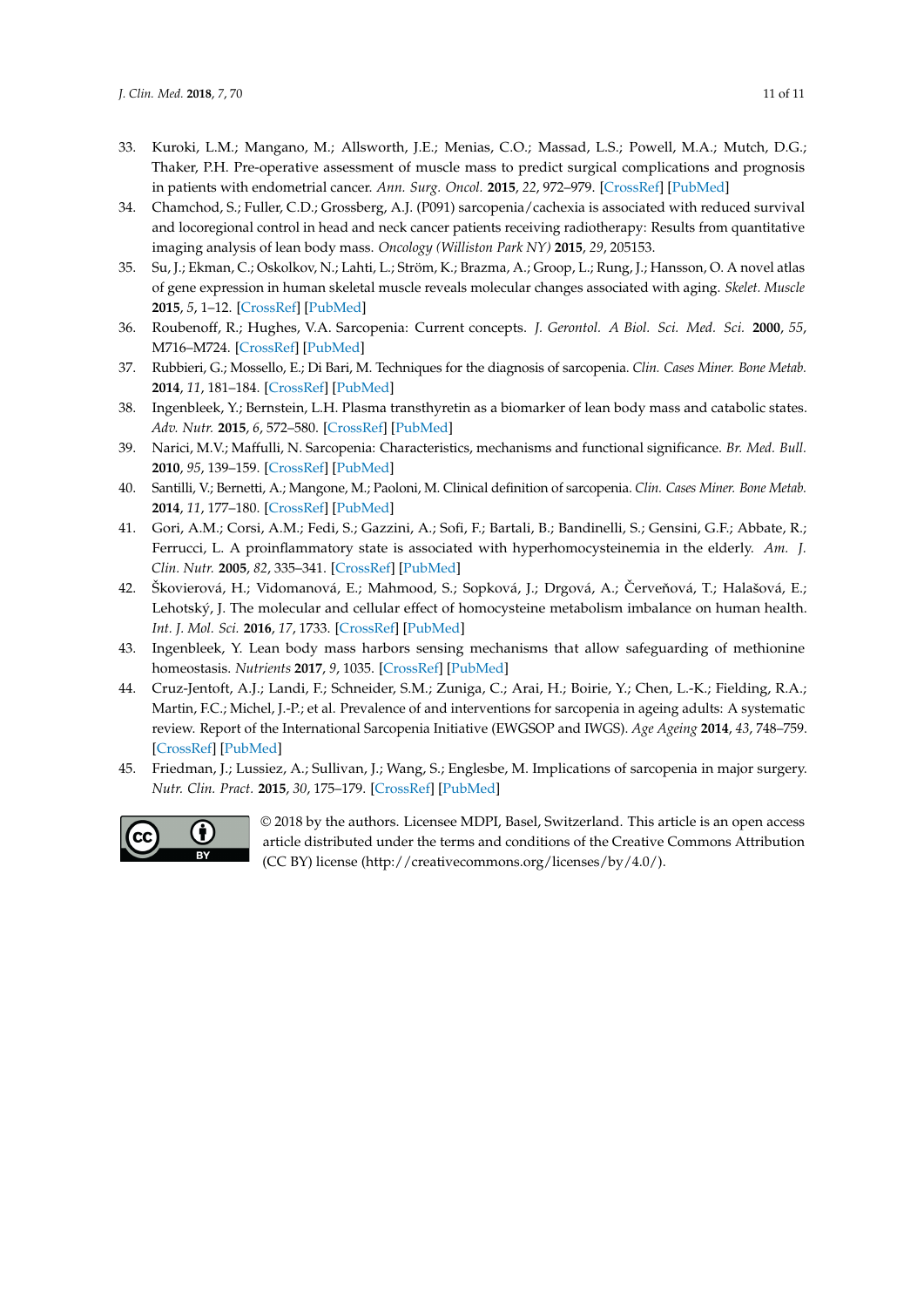33. Kuroki, L.M.; Mangano, M.; Allsworth, J.E.; Menias, C.O.; Massad, L.S.; Powell, M.A.; Mutch, D.G.; Thaker, P.H. Pre-operative assessment of muscle mass to predict surgical complications and prognosis in patients with endometrial cancer. *Ann. Surg. Oncol.* **2015**, *22*, 972–979. [CrossRef] [PubMed]
34. Chamchod, S.; Fuller, C.D.; Grossberg, A.J. (P091) sarcopenia/cachexia is associated with reduced survival and locoregional control in head and neck cancer patients receiving radiotherapy: Results from quantitative imaging analysis of lean body mass. *Oncology (Williston Park NY)* **2015**, *29*, 205153.
35. Su, J.; Ekman, C.; Oskolkov, N.; Lahti, L.; Ström, K.; Brazma, A.; Groop, L.; Rung, J.; Hansson, O. A novel atlas of gene expression in human skeletal muscle reveals molecular changes associated with aging. *Skelet. Muscle* **2015**, *5*, 1–12. [CrossRef] [PubMed]
36. Roubenoff, R.; Hughes, V.A. Sarcopenia: Current concepts. *J. Gerontol. A Biol. Sci. Med. Sci.* **2000**, *55*, M716–M724. [CrossRef] [PubMed]
37. Rubbieri, G.; Mossello, E.; Di Bari, M. Techniques for the diagnosis of sarcopenia. *Clin. Cases Miner. Bone Metab.* **2014**, *11*, 181–184. [CrossRef] [PubMed]
38. Ingenbleek, Y.; Bernstein, L.H. Plasma transthyretin as a biomarker of lean body mass and catabolic states. *Adv. Nutr.* **2015**, *6*, 572–580. [CrossRef] [PubMed]
39. Narici, M.V.; Maffulli, N. Sarcopenia: Characteristics, mechanisms and functional significance. *Br. Med. Bull.* **2010**, *95*, 139–159. [CrossRef] [PubMed]
40. Santilli, V.; Bernetti, A.; Mangone, M.; Paoloni, M. Clinical definition of sarcopenia. *Clin. Cases Miner. Bone Metab.* **2014**, *11*, 177–180. [CrossRef] [PubMed]
41. Gori, A.M.; Corsi, A.M.; Fedi, S.; Gazzini, A.; Sofi, F.; Bartali, B.; Bandinelli, S.; Gensini, G.F.; Abbate, R.; Ferrucci, L. A proinflammatory state is associated with hyperhomocysteinemia in the elderly. *Am. J. Clin. Nutr.* **2005**, *82*, 335–341. [CrossRef] [PubMed]
42. Škovierová, H.; Vidomanová, E.; Mahmood, S.; Sopková, J.; Drgová, A.; Červeňová, T.; Halašová, E.; Lehotský, J. The molecular and cellular effect of homocysteine metabolism imbalance on human health. *Int. J. Mol. Sci.* **2016**, *17*, 1733. [CrossRef] [PubMed]
43. Ingenbleek, Y. Lean body mass harbors sensing mechanisms that allow safeguarding of methionine homeostasis. *Nutrients* **2017**, *9*, 1035. [CrossRef] [PubMed]
44. Cruz-Jentoft, A.J.; Landi, F.; Schneider, S.M.; Zuniga, C.; Arai, H.; Boirie, Y.; Chen, L.-K.; Fielding, R.A.; Martin, F.C.; Michel, J.-P.; et al. Prevalence of and interventions for sarcopenia in ageing adults: A systematic review. Report of the International Sarcopenia Initiative (EWGSOP and IWGS). *Age Ageing* **2014**, *43*, 748–759. [CrossRef] [PubMed]
45. Friedman, J.; Lussiez, A.; Sullivan, J.; Wang, S.; Englesbe, M. Implications of sarcopenia in major surgery. *Nutr. Clin. Pract.* **2015**, *30*, 175–179. [CrossRef] [PubMed]

© 2018 by the authors. Licensee MDPI, Basel, Switzerland. This article is an open access article distributed under the terms and conditions of the Creative Commons Attribution (CC BY) license (http://creativecommons.org/licenses/by/4.0/).